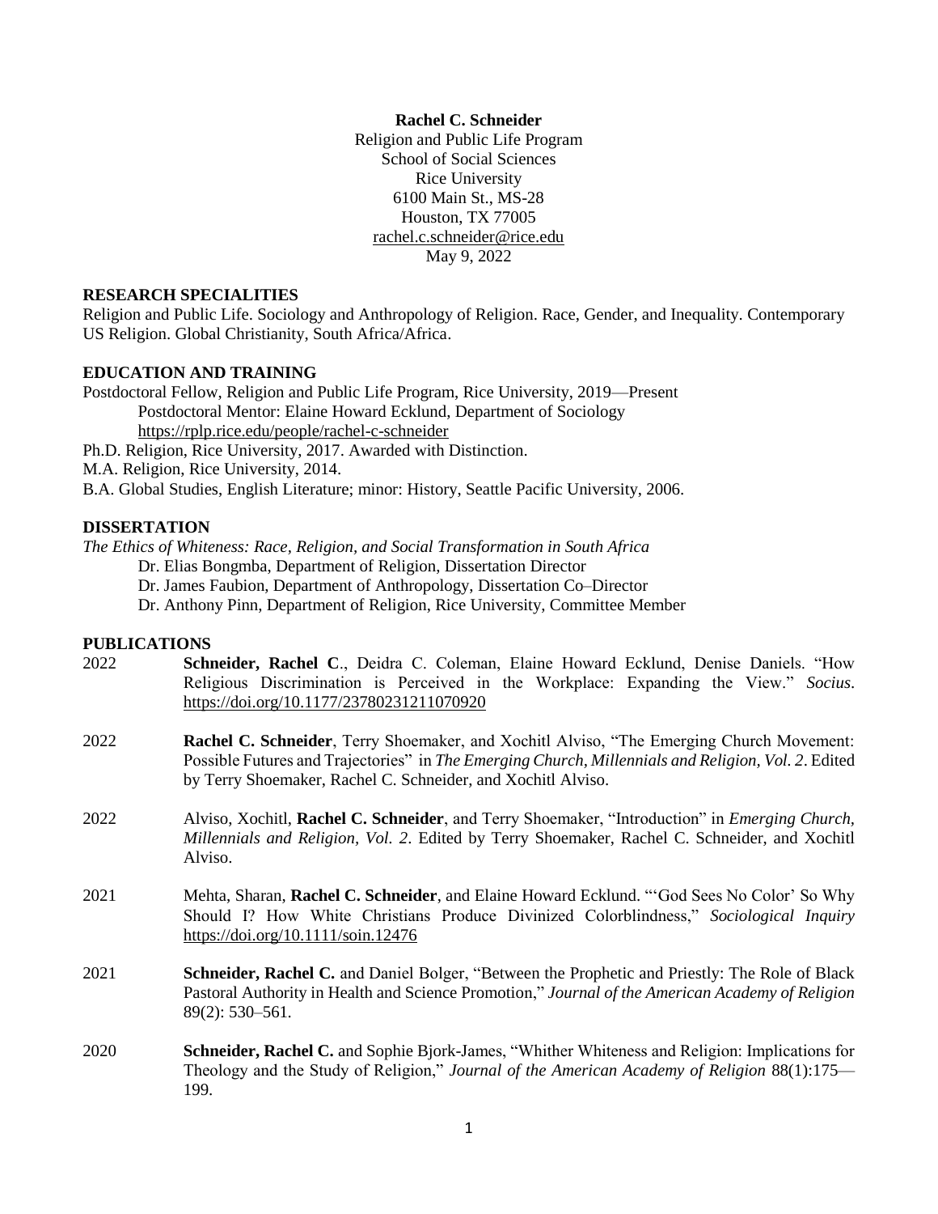**Rachel C. Schneider**
Religion and Public Life Program
School of Social Sciences
Rice University
6100 Main St., MS-28
Houston, TX 77005
rachel.c.schneider@rice.edu
May 9, 2022

## RESEARCH SPECIALITIES

Religion and Public Life. Sociology and Anthropology of Religion. Race, Gender, and Inequality. Contemporary US Religion. Global Christianity, South Africa/Africa.

## EDUCATION AND TRAINING

Postdoctoral Fellow, Religion and Public Life Program, Rice University, 2019—Present
  Postdoctoral Mentor: Elaine Howard Ecklund, Department of Sociology
  https://rplp.rice.edu/people/rachel-c-schneider

Ph.D. Religion, Rice University, 2017. Awarded with Distinction.

M.A. Religion, Rice University, 2014.

B.A. Global Studies, English Literature; minor: History, Seattle Pacific University, 2006.

## DISSERTATION

*The Ethics of Whiteness: Race, Religion, and Social Transformation in South Africa*
  Dr. Elias Bongmba, Department of Religion, Dissertation Director
  Dr. James Faubion, Department of Anthropology, Dissertation Co–Director
  Dr. Anthony Pinn, Department of Religion, Rice University, Committee Member

## PUBLICATIONS

2022 **Schneider, Rachel C**., Deidra C. Coleman, Elaine Howard Ecklund, Denise Daniels. "How Religious Discrimination is Perceived in the Workplace: Expanding the View." *Socius*. https://doi.org/10.1177/23780231211070920

2022 **Rachel C. Schneider**, Terry Shoemaker, and Xochitl Alviso, "The Emerging Church Movement: Possible Futures and Trajectories" in *The Emerging Church, Millennials and Religion, Vol. 2*. Edited by Terry Shoemaker, Rachel C. Schneider, and Xochitl Alviso.

2022 Alviso, Xochitl, **Rachel C. Schneider**, and Terry Shoemaker, "Introduction" in *Emerging Church, Millennials and Religion, Vol. 2*. Edited by Terry Shoemaker, Rachel C. Schneider, and Xochitl Alviso.

2021 Mehta, Sharan, **Rachel C. Schneider**, and Elaine Howard Ecklund. "'God Sees No Color' So Why Should I? How White Christians Produce Divinized Colorblindness," *Sociological Inquiry* https://doi.org/10.1111/soin.12476

2021 **Schneider, Rachel C.** and Daniel Bolger, "Between the Prophetic and Priestly: The Role of Black Pastoral Authority in Health and Science Promotion," *Journal of the American Academy of Religion* 89(2): 530–561.

2020 **Schneider, Rachel C.** and Sophie Bjork-James, "Whither Whiteness and Religion: Implications for Theology and the Study of Religion," *Journal of the American Academy of Religion* 88(1):175—199.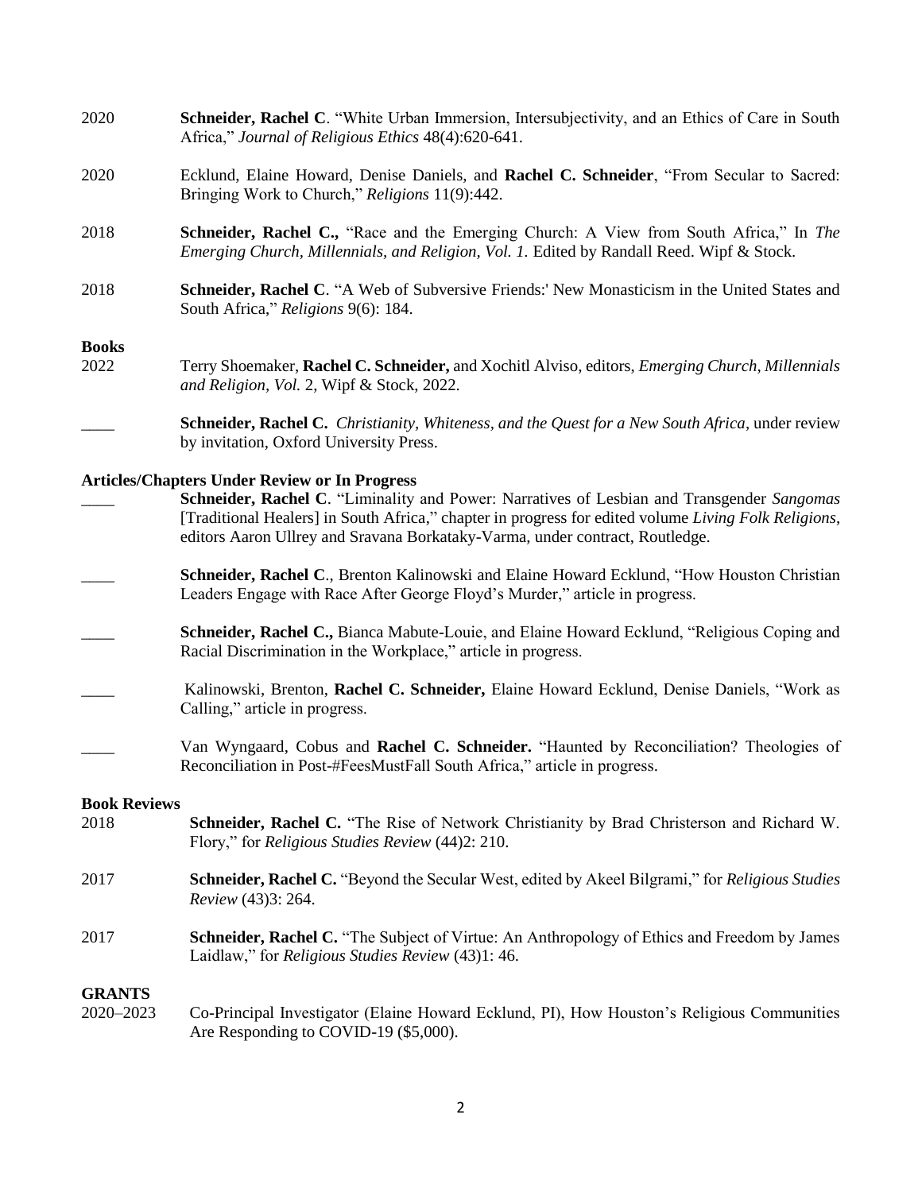2020 **Schneider, Rachel C**. "White Urban Immersion, Intersubjectivity, and an Ethics of Care in South Africa," *Journal of Religious Ethics* 48(4):620-641.

2020 Ecklund, Elaine Howard, Denise Daniels, and **Rachel C. Schneider**, "From Secular to Sacred: Bringing Work to Church," *Religions* 11(9):442.

2018 **Schneider, Rachel C.,** "Race and the Emerging Church: A View from South Africa," In *The Emerging Church, Millennials, and Religion, Vol. 1.* Edited by Randall Reed. Wipf & Stock.

2018 **Schneider, Rachel C**. "A Web of Subversive Friends:' New Monasticism in the United States and South Africa," *Religions* 9(6): 184.

**Books**

2022 Terry Shoemaker, **Rachel C. Schneider,** and Xochitl Alviso, editors, *Emerging Church, Millennials and Religion, Vol.* 2, Wipf & Stock, 2022.

____ **Schneider, Rachel C.** *Christianity, Whiteness, and the Quest for a New South Africa*, under review by invitation, Oxford University Press.

**Articles/Chapters Under Review or In Progress**

____ **Schneider, Rachel C**. "Liminality and Power: Narratives of Lesbian and Transgender *Sangomas* [Traditional Healers] in South Africa," chapter in progress for edited volume *Living Folk Religions*, editors Aaron Ullrey and Sravana Borkataky-Varma, under contract, Routledge.

____ **Schneider, Rachel C**., Brenton Kalinowski and Elaine Howard Ecklund, "How Houston Christian Leaders Engage with Race After George Floyd's Murder," article in progress.

____ **Schneider, Rachel C.,** Bianca Mabute-Louie, and Elaine Howard Ecklund, "Religious Coping and Racial Discrimination in the Workplace," article in progress.

____ Kalinowski, Brenton, **Rachel C. Schneider,** Elaine Howard Ecklund, Denise Daniels, "Work as Calling," article in progress.

____ Van Wyngaard, Cobus and **Rachel C. Schneider.** "Haunted by Reconciliation? Theologies of Reconciliation in Post-#FeesMustFall South Africa," article in progress.

**Book Reviews**

2018 **Schneider, Rachel C.** "The Rise of Network Christianity by Brad Christerson and Richard W. Flory," for *Religious Studies Review* (44)2: 210.

2017 **Schneider, Rachel C.** "Beyond the Secular West, edited by Akeel Bilgrami," for *Religious Studies Review* (43)3: 264.

2017 **Schneider, Rachel C.** "The Subject of Virtue: An Anthropology of Ethics and Freedom by James Laidlaw," for *Religious Studies Review* (43)1: 46.

**GRANTS**

2020–2023 Co-Principal Investigator (Elaine Howard Ecklund, PI), How Houston's Religious Communities Are Responding to COVID-19 ($5,000).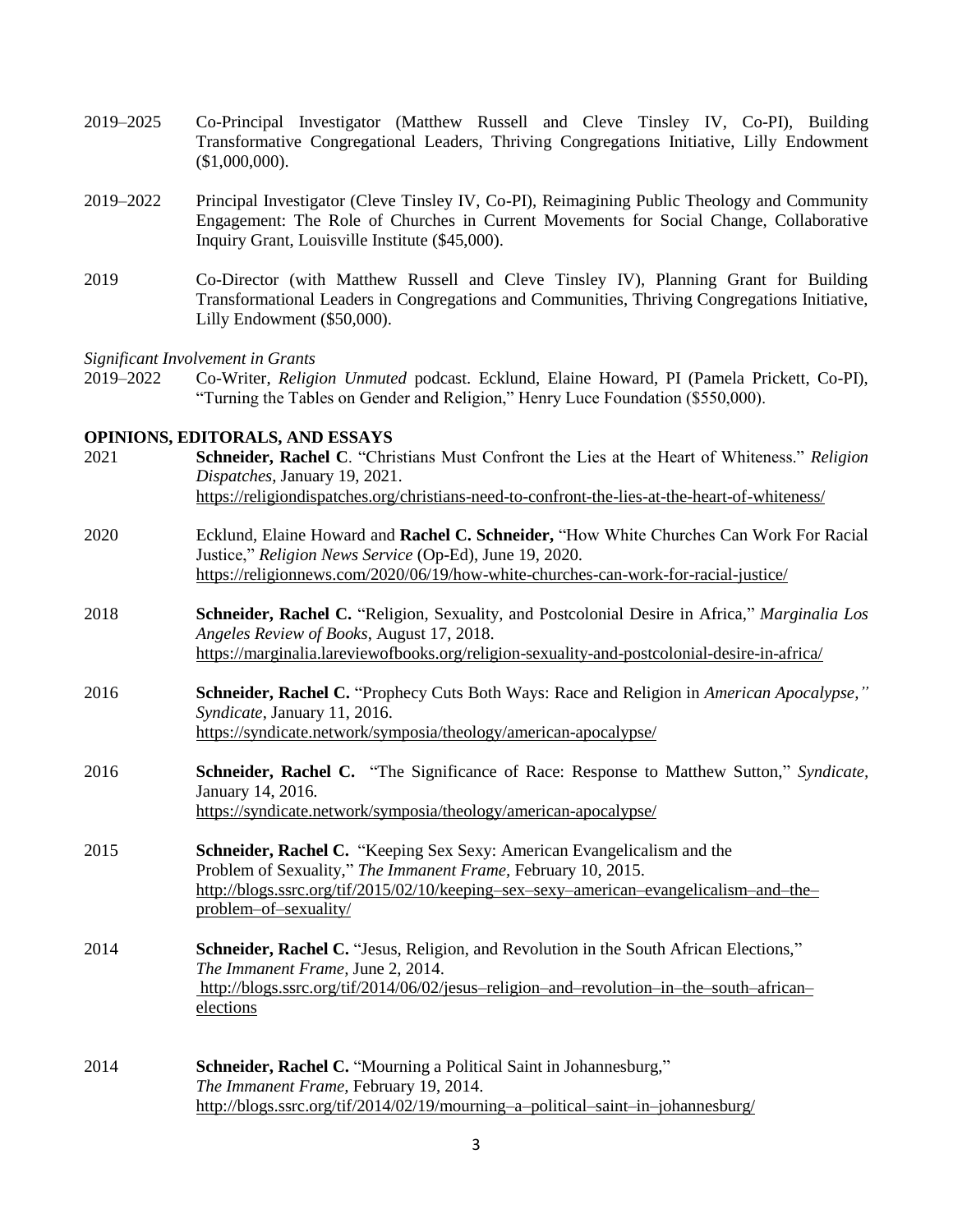2019–2025 Co-Principal Investigator (Matthew Russell and Cleve Tinsley IV, Co-PI), Building Transformative Congregational Leaders, Thriving Congregations Initiative, Lilly Endowment ($1,000,000).

2019–2022 Principal Investigator (Cleve Tinsley IV, Co-PI), Reimagining Public Theology and Community Engagement: The Role of Churches in Current Movements for Social Change, Collaborative Inquiry Grant, Louisville Institute ($45,000).

2019 Co-Director (with Matthew Russell and Cleve Tinsley IV), Planning Grant for Building Transformational Leaders in Congregations and Communities, Thriving Congregations Initiative, Lilly Endowment ($50,000).

*Significant Involvement in Grants*

2019–2022 Co-Writer, *Religion Unmuted* podcast. Ecklund, Elaine Howard, PI (Pamela Prickett, Co-PI), "Turning the Tables on Gender and Religion," Henry Luce Foundation ($550,000).

**OPINIONS, EDITORALS, AND ESSAYS**

2021 **Schneider, Rachel C**. "Christians Must Confront the Lies at the Heart of Whiteness." *Religion Dispatches*, January 19, 2021.
https://religiondispatches.org/christians-need-to-confront-the-lies-at-the-heart-of-whiteness/

2020 Ecklund, Elaine Howard and **Rachel C. Schneider,** "How White Churches Can Work For Racial Justice," *Religion News Service* (Op-Ed), June 19, 2020.
https://religionnews.com/2020/06/19/how-white-churches-can-work-for-racial-justice/

2018 **Schneider, Rachel C.** "Religion, Sexuality, and Postcolonial Desire in Africa," *Marginalia Los Angeles Review of Books*, August 17, 2018.
https://marginalia.lareviewofbooks.org/religion-sexuality-and-postcolonial-desire-in-africa/

2016 **Schneider, Rachel C.** "Prophecy Cuts Both Ways: Race and Religion in *American Apocalypse,"* *Syndicate*, January 11, 2016.
https://syndicate.network/symposia/theology/american-apocalypse/

2016 **Schneider, Rachel C.** "The Significance of Race: Response to Matthew Sutton," *Syndicate*, January 14, 2016.
https://syndicate.network/symposia/theology/american-apocalypse/

2015 **Schneider, Rachel C.** "Keeping Sex Sexy: American Evangelicalism and the Problem of Sexuality," *The Immanent Frame*, February 10, 2015.
http://blogs.ssrc.org/tif/2015/02/10/keeping–sex–sexy–american–evangelicalism–and–the–problem–of–sexuality/

2014 **Schneider, Rachel C.** "Jesus, Religion, and Revolution in the South African Elections," *The Immanent Frame*, June 2, 2014.
http://blogs.ssrc.org/tif/2014/06/02/jesus–religion–and–revolution–in–the–south–african–elections

2014 **Schneider, Rachel C.** "Mourning a Political Saint in Johannesburg," *The Immanent Frame*, February 19, 2014.
http://blogs.ssrc.org/tif/2014/02/19/mourning–a–political–saint–in–johannesburg/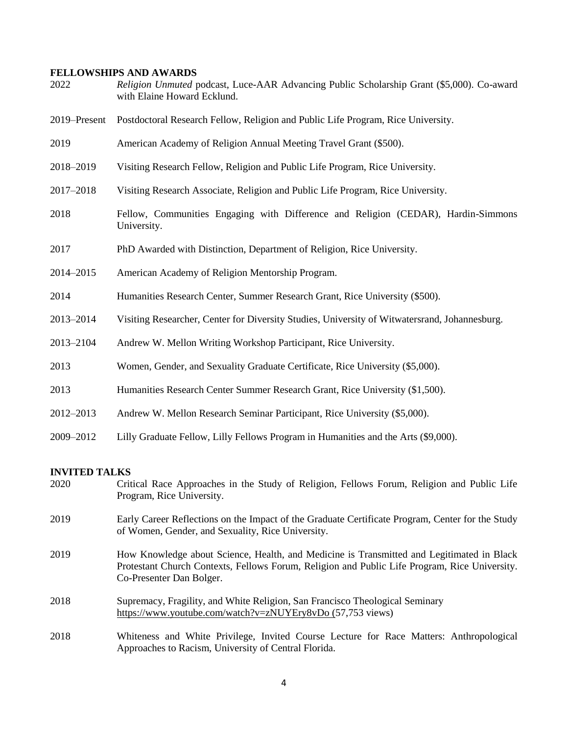## FELLOWSHIPS AND AWARDS

2022 — *Religion Unmuted* podcast, Luce-AAR Advancing Public Scholarship Grant ($5,000). Co-award with Elaine Howard Ecklund.

2019–Present — Postdoctoral Research Fellow, Religion and Public Life Program, Rice University.

2019 — American Academy of Religion Annual Meeting Travel Grant ($500).

2018–2019 — Visiting Research Fellow, Religion and Public Life Program, Rice University.

2017–2018 — Visiting Research Associate, Religion and Public Life Program, Rice University.

2018 — Fellow, Communities Engaging with Difference and Religion (CEDAR), Hardin-Simmons University.

2017 — PhD Awarded with Distinction, Department of Religion, Rice University.

2014–2015 — American Academy of Religion Mentorship Program.

2014 — Humanities Research Center, Summer Research Grant, Rice University ($500).

2013–2014 — Visiting Researcher, Center for Diversity Studies, University of Witwatersrand, Johannesburg.

2013–2104 — Andrew W. Mellon Writing Workshop Participant, Rice University.

2013 — Women, Gender, and Sexuality Graduate Certificate, Rice University ($5,000).

2013 — Humanities Research Center Summer Research Grant, Rice University ($1,500).

2012–2013 — Andrew W. Mellon Research Seminar Participant, Rice University ($5,000).

2009–2012 — Lilly Graduate Fellow, Lilly Fellows Program in Humanities and the Arts ($9,000).

## INVITED TALKS

2020 — Critical Race Approaches in the Study of Religion, Fellows Forum, Religion and Public Life Program, Rice University.

2019 — Early Career Reflections on the Impact of the Graduate Certificate Program, Center for the Study of Women, Gender, and Sexuality, Rice University.

2019 — How Knowledge about Science, Health, and Medicine is Transmitted and Legitimated in Black Protestant Church Contexts, Fellows Forum, Religion and Public Life Program, Rice University. Co-Presenter Dan Bolger.

2018 — Supremacy, Fragility, and White Religion, San Francisco Theological Seminary https://www.youtube.com/watch?v=zNUYEry8vDo (57,753 views)

2018 — Whiteness and White Privilege, Invited Course Lecture for Race Matters: Anthropological Approaches to Racism, University of Central Florida.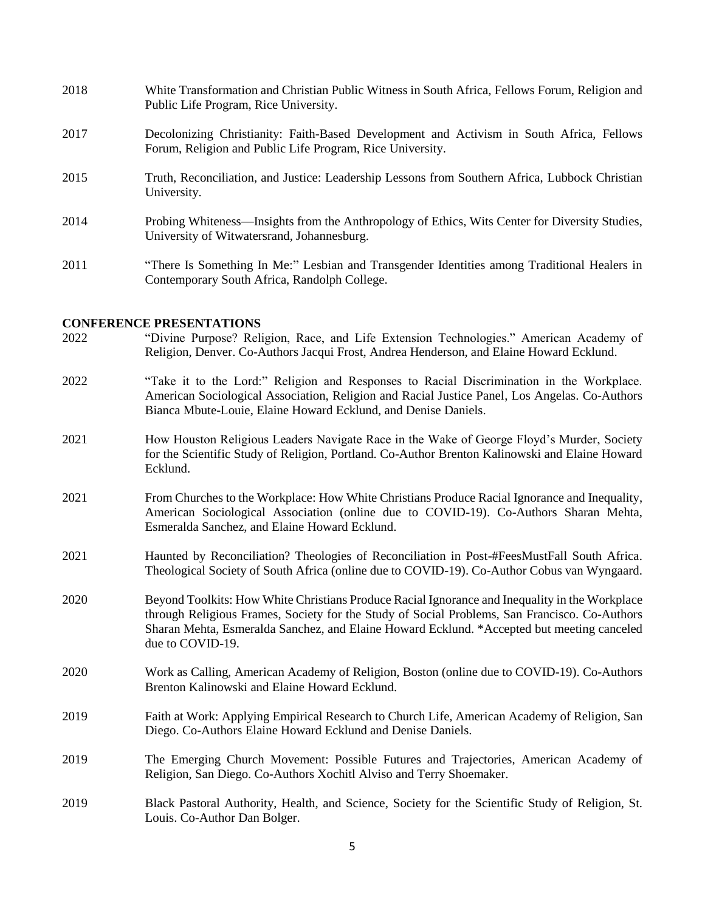2018 White Transformation and Christian Public Witness in South Africa, Fellows Forum, Religion and Public Life Program, Rice University.

2017 Decolonizing Christianity: Faith-Based Development and Activism in South Africa, Fellows Forum, Religion and Public Life Program, Rice University.

2015 Truth, Reconciliation, and Justice: Leadership Lessons from Southern Africa, Lubbock Christian University.

2014 Probing Whiteness—Insights from the Anthropology of Ethics, Wits Center for Diversity Studies, University of Witwatersrand, Johannesburg.

2011 "There Is Something In Me:" Lesbian and Transgender Identities among Traditional Healers in Contemporary South Africa, Randolph College.

**CONFERENCE PRESENTATIONS**

2022 "Divine Purpose? Religion, Race, and Life Extension Technologies." American Academy of Religion, Denver. Co-Authors Jacqui Frost, Andrea Henderson, and Elaine Howard Ecklund.

2022 "Take it to the Lord:" Religion and Responses to Racial Discrimination in the Workplace. American Sociological Association, Religion and Racial Justice Panel, Los Angelas. Co-Authors Bianca Mbute-Louie, Elaine Howard Ecklund, and Denise Daniels.

2021 How Houston Religious Leaders Navigate Race in the Wake of George Floyd's Murder, Society for the Scientific Study of Religion, Portland. Co-Author Brenton Kalinowski and Elaine Howard Ecklund.

2021 From Churches to the Workplace: How White Christians Produce Racial Ignorance and Inequality, American Sociological Association (online due to COVID-19). Co-Authors Sharan Mehta, Esmeralda Sanchez, and Elaine Howard Ecklund.

2021 Haunted by Reconciliation? Theologies of Reconciliation in Post-#FeesMustFall South Africa. Theological Society of South Africa (online due to COVID-19). Co-Author Cobus van Wyngaard.

2020 Beyond Toolkits: How White Christians Produce Racial Ignorance and Inequality in the Workplace through Religious Frames, Society for the Study of Social Problems, San Francisco. Co-Authors Sharan Mehta, Esmeralda Sanchez, and Elaine Howard Ecklund. *Accepted but meeting canceled due to COVID-19.

2020 Work as Calling, American Academy of Religion, Boston (online due to COVID-19). Co-Authors Brenton Kalinowski and Elaine Howard Ecklund.

2019 Faith at Work: Applying Empirical Research to Church Life, American Academy of Religion, San Diego. Co-Authors Elaine Howard Ecklund and Denise Daniels.

2019 The Emerging Church Movement: Possible Futures and Trajectories, American Academy of Religion, San Diego. Co-Authors Xochitl Alviso and Terry Shoemaker.

2019 Black Pastoral Authority, Health, and Science, Society for the Scientific Study of Religion, St. Louis. Co-Author Dan Bolger.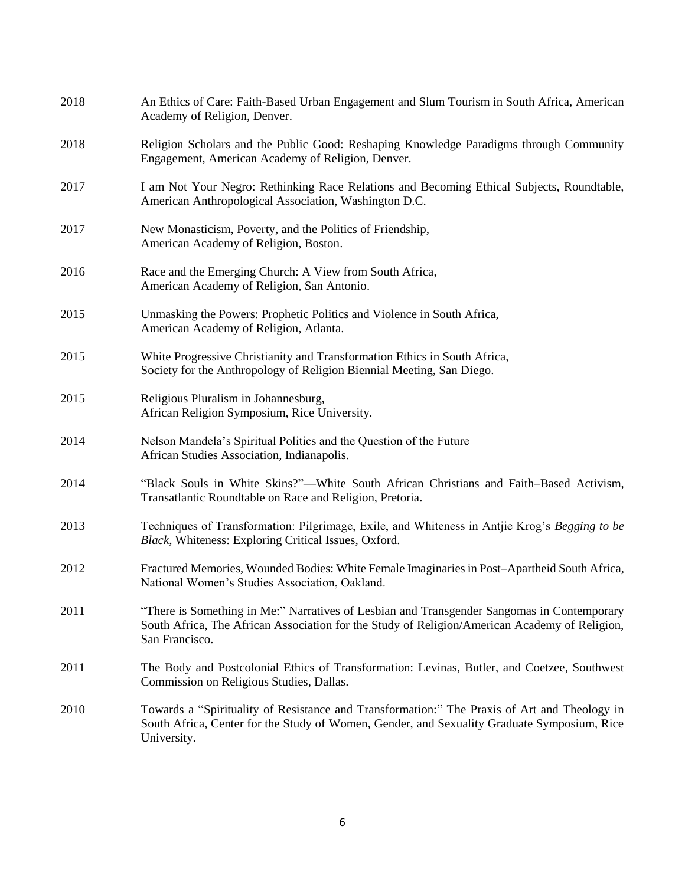2018 An Ethics of Care: Faith-Based Urban Engagement and Slum Tourism in South Africa, American Academy of Religion, Denver.

2018 Religion Scholars and the Public Good: Reshaping Knowledge Paradigms through Community Engagement, American Academy of Religion, Denver.

2017 I am Not Your Negro: Rethinking Race Relations and Becoming Ethical Subjects, Roundtable, American Anthropological Association, Washington D.C.

2017 New Monasticism, Poverty, and the Politics of Friendship, American Academy of Religion, Boston.

2016 Race and the Emerging Church: A View from South Africa, American Academy of Religion, San Antonio.

2015 Unmasking the Powers: Prophetic Politics and Violence in South Africa, American Academy of Religion, Atlanta.

2015 White Progressive Christianity and Transformation Ethics in South Africa, Society for the Anthropology of Religion Biennial Meeting, San Diego.

2015 Religious Pluralism in Johannesburg, African Religion Symposium, Rice University.

2014 Nelson Mandela's Spiritual Politics and the Question of the Future African Studies Association, Indianapolis.

2014 "Black Souls in White Skins?"—White South African Christians and Faith–Based Activism, Transatlantic Roundtable on Race and Religion, Pretoria.

2013 Techniques of Transformation: Pilgrimage, Exile, and Whiteness in Antjie Krog's *Begging to be Black*, Whiteness: Exploring Critical Issues, Oxford.

2012 Fractured Memories, Wounded Bodies: White Female Imaginaries in Post–Apartheid South Africa, National Women's Studies Association, Oakland.

2011 "There is Something in Me:" Narratives of Lesbian and Transgender Sangomas in Contemporary South Africa, The African Association for the Study of Religion/American Academy of Religion, San Francisco.

2011 The Body and Postcolonial Ethics of Transformation: Levinas, Butler, and Coetzee, Southwest Commission on Religious Studies, Dallas.

2010 Towards a "Spirituality of Resistance and Transformation:" The Praxis of Art and Theology in South Africa, Center for the Study of Women, Gender, and Sexuality Graduate Symposium, Rice University.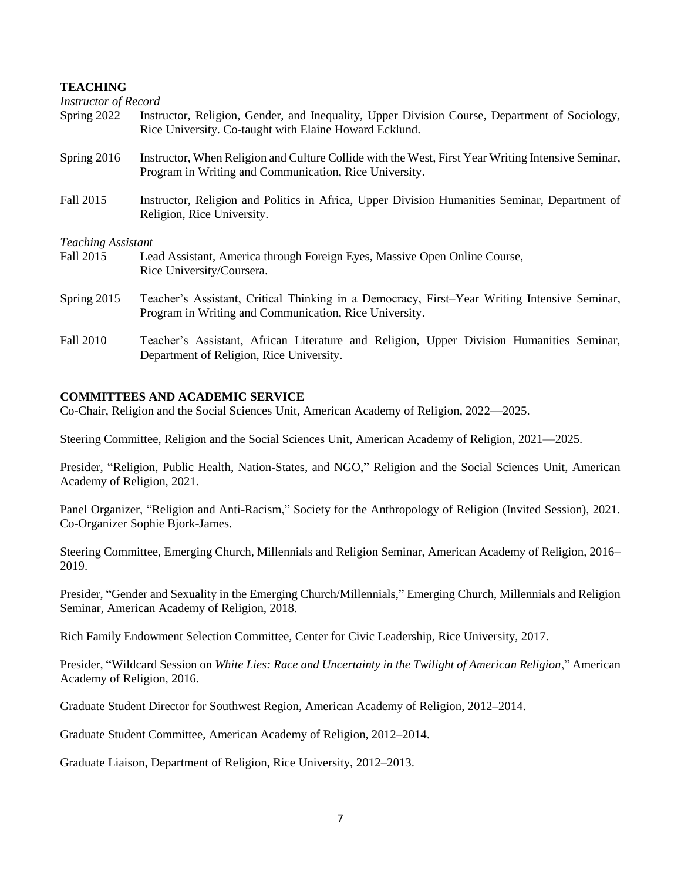## TEACHING

*Instructor of Record*

Spring 2022 Instructor, Religion, Gender, and Inequality, Upper Division Course, Department of Sociology, Rice University. Co-taught with Elaine Howard Ecklund.

Spring 2016 Instructor, When Religion and Culture Collide with the West, First Year Writing Intensive Seminar, Program in Writing and Communication, Rice University.

Fall 2015 Instructor, Religion and Politics in Africa, Upper Division Humanities Seminar, Department of Religion, Rice University.

*Teaching Assistant*

Fall 2015 Lead Assistant, America through Foreign Eyes, Massive Open Online Course, Rice University/Coursera.

Spring 2015 Teacher's Assistant, Critical Thinking in a Democracy, First–Year Writing Intensive Seminar, Program in Writing and Communication, Rice University.

Fall 2010 Teacher's Assistant, African Literature and Religion, Upper Division Humanities Seminar, Department of Religion, Rice University.

## COMMITTEES AND ACADEMIC SERVICE

Co-Chair, Religion and the Social Sciences Unit, American Academy of Religion, 2022—2025.

Steering Committee, Religion and the Social Sciences Unit, American Academy of Religion, 2021—2025.

Presider, "Religion, Public Health, Nation-States, and NGO," Religion and the Social Sciences Unit, American Academy of Religion, 2021.

Panel Organizer, "Religion and Anti-Racism," Society for the Anthropology of Religion (Invited Session), 2021. Co-Organizer Sophie Bjork-James.

Steering Committee, Emerging Church, Millennials and Religion Seminar, American Academy of Religion, 2016–2019.

Presider, "Gender and Sexuality in the Emerging Church/Millennials," Emerging Church, Millennials and Religion Seminar, American Academy of Religion, 2018.

Rich Family Endowment Selection Committee, Center for Civic Leadership, Rice University, 2017.

Presider, "Wildcard Session on *White Lies: Race and Uncertainty in the Twilight of American Religion*," American Academy of Religion, 2016.

Graduate Student Director for Southwest Region, American Academy of Religion, 2012–2014.

Graduate Student Committee, American Academy of Religion, 2012–2014.

Graduate Liaison, Department of Religion, Rice University, 2012–2013.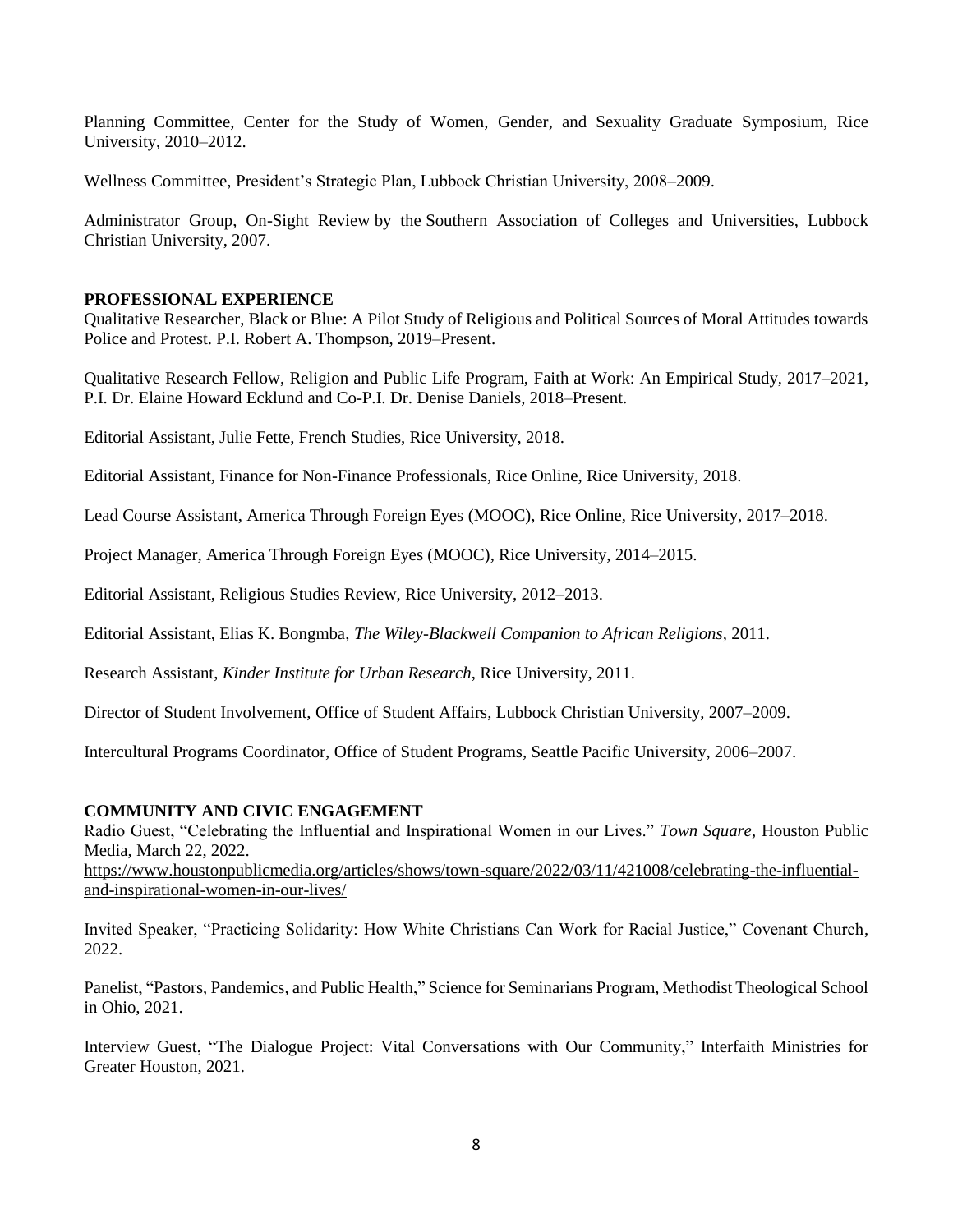Planning Committee, Center for the Study of Women, Gender, and Sexuality Graduate Symposium, Rice University, 2010–2012.

Wellness Committee, President's Strategic Plan, Lubbock Christian University, 2008–2009.

Administrator Group, On-Sight Review by the Southern Association of Colleges and Universities, Lubbock Christian University, 2007.

## PROFESSIONAL EXPERIENCE

Qualitative Researcher, Black or Blue: A Pilot Study of Religious and Political Sources of Moral Attitudes towards Police and Protest. P.I. Robert A. Thompson, 2019–Present.

Qualitative Research Fellow, Religion and Public Life Program, Faith at Work: An Empirical Study, 2017–2021, P.I. Dr. Elaine Howard Ecklund and Co-P.I. Dr. Denise Daniels, 2018–Present.

Editorial Assistant, Julie Fette, French Studies, Rice University, 2018.

Editorial Assistant, Finance for Non-Finance Professionals, Rice Online, Rice University, 2018.

Lead Course Assistant, America Through Foreign Eyes (MOOC), Rice Online, Rice University, 2017–2018.

Project Manager, America Through Foreign Eyes (MOOC), Rice University, 2014–2015.

Editorial Assistant, Religious Studies Review, Rice University, 2012–2013.

Editorial Assistant, Elias K. Bongmba, *The Wiley-Blackwell Companion to African Religions*, 2011.

Research Assistant, *Kinder Institute for Urban Research*, Rice University, 2011.

Director of Student Involvement, Office of Student Affairs, Lubbock Christian University, 2007–2009.

Intercultural Programs Coordinator, Office of Student Programs, Seattle Pacific University, 2006–2007.

## COMMUNITY AND CIVIC ENGAGEMENT

Radio Guest, "Celebrating the Influential and Inspirational Women in our Lives." *Town Square*, Houston Public Media, March 22, 2022.
https://www.houstonpublicmedia.org/articles/shows/town-square/2022/03/11/421008/celebrating-the-influential-and-inspirational-women-in-our-lives/

Invited Speaker, "Practicing Solidarity: How White Christians Can Work for Racial Justice," Covenant Church, 2022.

Panelist, "Pastors, Pandemics, and Public Health," Science for Seminarians Program, Methodist Theological School in Ohio, 2021.

Interview Guest, "The Dialogue Project: Vital Conversations with Our Community," Interfaith Ministries for Greater Houston, 2021.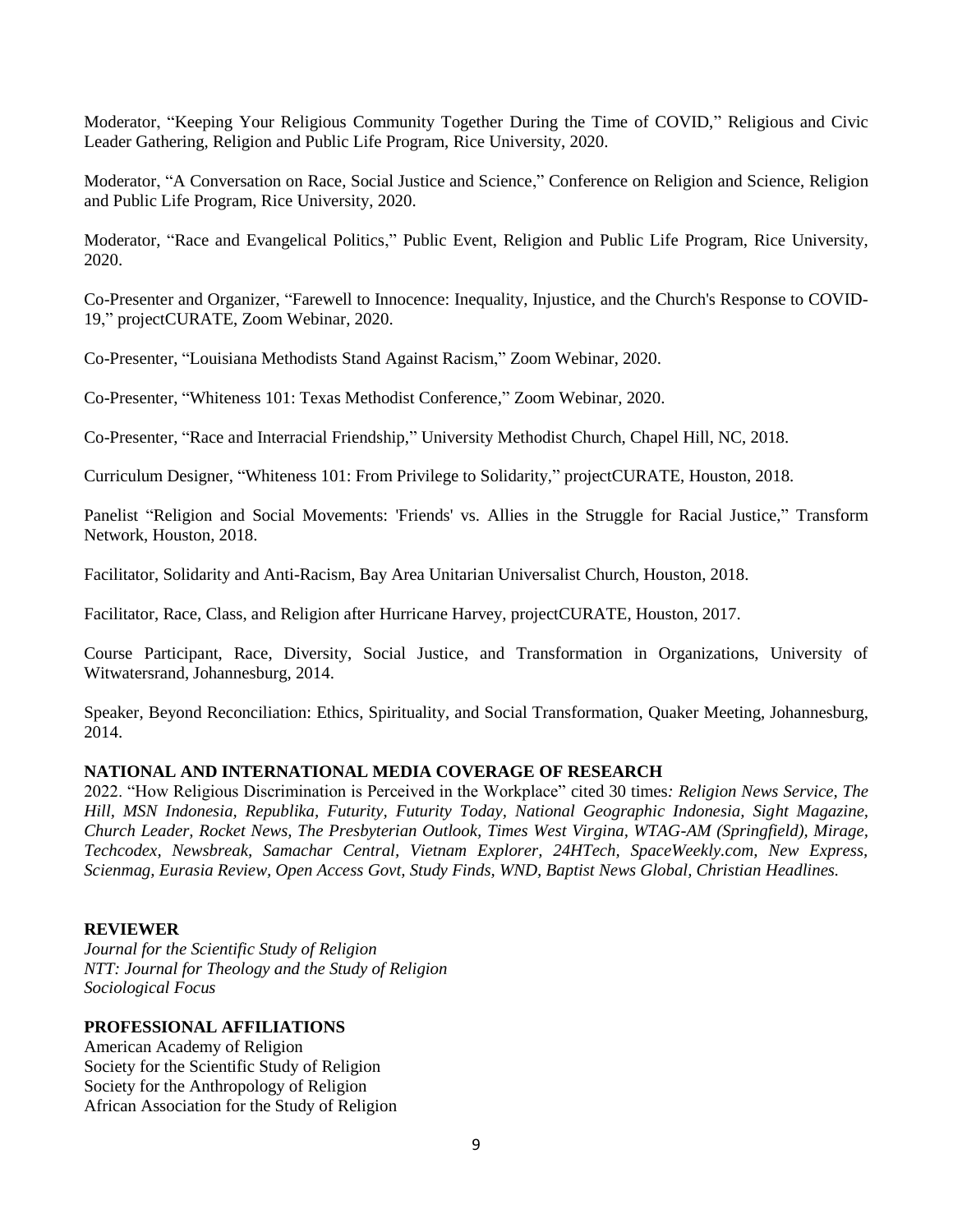Moderator, "Keeping Your Religious Community Together During the Time of COVID," Religious and Civic Leader Gathering, Religion and Public Life Program, Rice University, 2020.

Moderator, "A Conversation on Race, Social Justice and Science," Conference on Religion and Science, Religion and Public Life Program, Rice University, 2020.

Moderator, "Race and Evangelical Politics," Public Event, Religion and Public Life Program, Rice University, 2020.

Co-Presenter and Organizer, "Farewell to Innocence: Inequality, Injustice, and the Church's Response to COVID-19," projectCURATE, Zoom Webinar, 2020.

Co-Presenter, "Louisiana Methodists Stand Against Racism," Zoom Webinar, 2020.

Co-Presenter, "Whiteness 101: Texas Methodist Conference," Zoom Webinar, 2020.

Co-Presenter, "Race and Interracial Friendship," University Methodist Church, Chapel Hill, NC, 2018.

Curriculum Designer, "Whiteness 101: From Privilege to Solidarity," projectCURATE, Houston, 2018.

Panelist "Religion and Social Movements: 'Friends' vs. Allies in the Struggle for Racial Justice," Transform Network, Houston, 2018.

Facilitator, Solidarity and Anti-Racism, Bay Area Unitarian Universalist Church, Houston, 2018.

Facilitator, Race, Class, and Religion after Hurricane Harvey, projectCURATE, Houston, 2017.

Course Participant, Race, Diversity, Social Justice, and Transformation in Organizations, University of Witwatersrand, Johannesburg, 2014.

Speaker, Beyond Reconciliation: Ethics, Spirituality, and Social Transformation, Quaker Meeting, Johannesburg, 2014.

**NATIONAL AND INTERNATIONAL MEDIA COVERAGE OF RESEARCH**

2022. "How Religious Discrimination is Perceived in the Workplace" cited 30 times*: Religion News Service, The Hill, MSN Indonesia, Republika, Futurity, Futurity Today, National Geographic Indonesia, Sight Magazine, Church Leader, Rocket News, The Presbyterian Outlook, Times West Virgina, WTAG-AM (Springfield), Mirage, Techcodex, Newsbreak, Samachar Central, Vietnam Explorer, 24HTech, SpaceWeekly.com, New Express, Scienmag, Eurasia Review, Open Access Govt, Study Finds, WND, Baptist News Global, Christian Headlines.*

**REVIEWER**

*Journal for the Scientific Study of Religion*
*NTT: Journal for Theology and the Study of Religion*
*Sociological Focus*

**PROFESSIONAL AFFILIATIONS**

American Academy of Religion
Society for the Scientific Study of Religion
Society for the Anthropology of Religion
African Association for the Study of Religion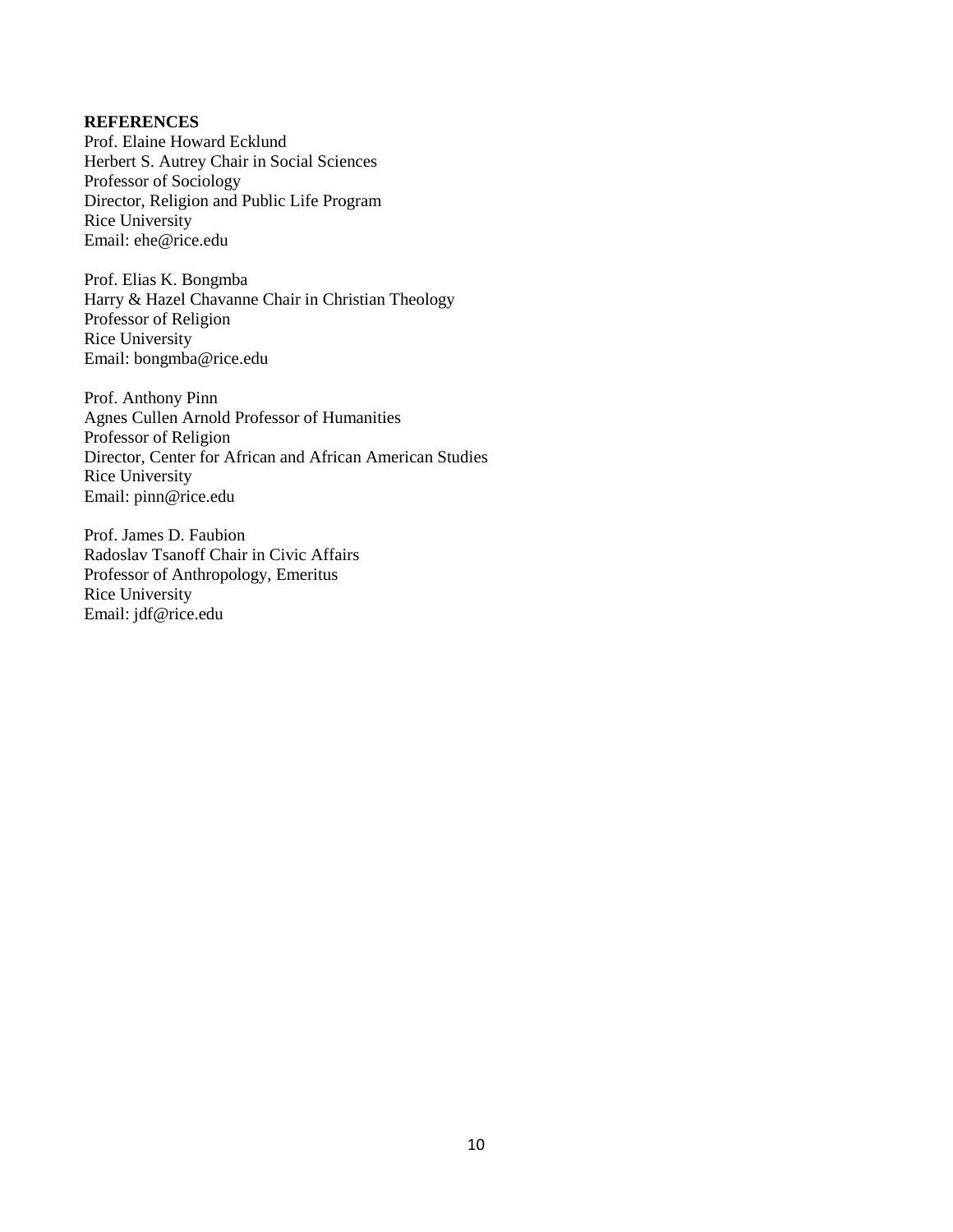**REFERENCES**

Prof. Elaine Howard Ecklund
Herbert S. Autrey Chair in Social Sciences
Professor of Sociology
Director, Religion and Public Life Program
Rice University
Email: ehe@rice.edu

Prof. Elias K. Bongmba
Harry & Hazel Chavanne Chair in Christian Theology
Professor of Religion
Rice University
Email: bongmba@rice.edu

Prof. Anthony Pinn
Agnes Cullen Arnold Professor of Humanities
Professor of Religion
Director, Center for African and African American Studies
Rice University
Email: pinn@rice.edu

Prof. James D. Faubion
Radoslav Tsanoff Chair in Civic Affairs
Professor of Anthropology, Emeritus
Rice University
Email: jdf@rice.edu